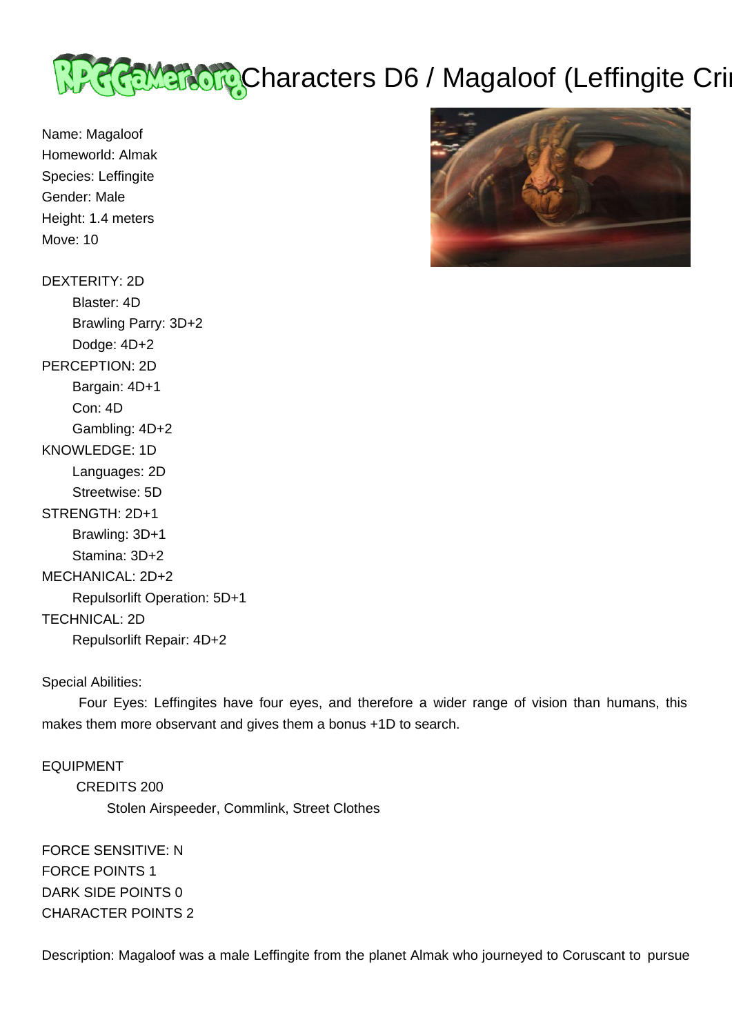# Characters D6 / Magaloof (Leffingite Cri

Name: Magaloof
Homeworld: Almak
Species: Leffingite
Gender: Male
Height: 1.4 meters
Move: 10

DEXTERITY: 2D
- Blaster: 4D
- Brawling Parry: 3D+2
- Dodge: 4D+2

PERCEPTION: 2D
- Bargain: 4D+1
- Con: 4D
- Gambling: 4D+2

KNOWLEDGE: 1D
- Languages: 2D
- Streetwise: 5D

STRENGTH: 2D+1
- Brawling: 3D+1
- Stamina: 3D+2

MECHANICAL: 2D+2
- Repulsorlift Operation: 5D+1

TECHNICAL: 2D
- Repulsorlift Repair: 4D+2

Special Abilities:

Four Eyes: Leffingites have four eyes, and therefore a wider range of vision than humans, this makes them more observant and gives them a bonus +1D to search.

EQUIPMENT

CREDITS 200

Stolen Airspeeder, Commlink, Street Clothes

FORCE SENSITIVE: N
FORCE POINTS 1
DARK SIDE POINTS 0
CHARACTER POINTS 2

Description: Magaloof was a male Leffingite from the planet Almak who journeyed to Coruscant to pursue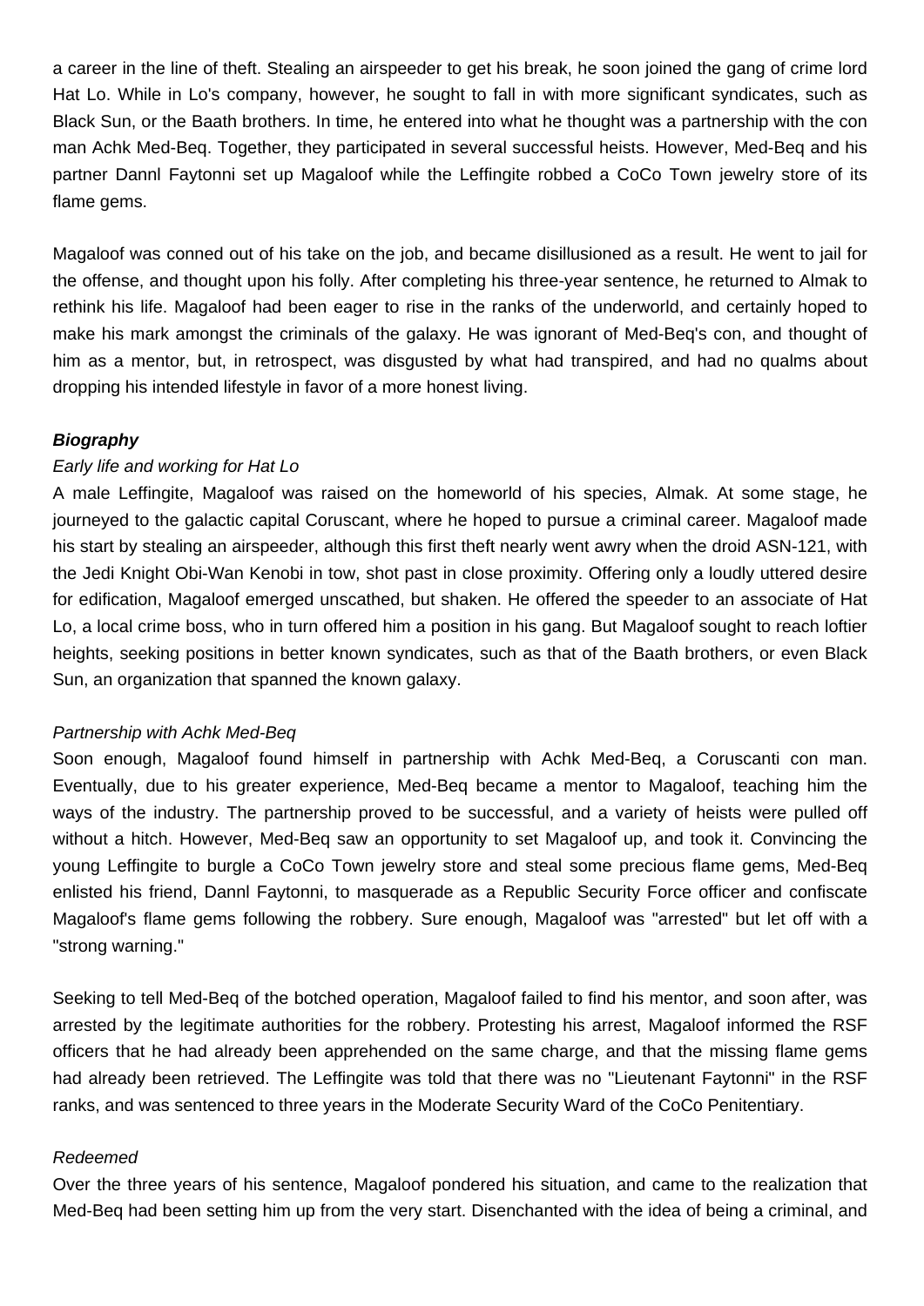a career in the line of theft. Stealing an airspeeder to get his break, he soon joined the gang of crime lord Hat Lo. While in Lo's company, however, he sought to fall in with more significant syndicates, such as Black Sun, or the Baath brothers. In time, he entered into what he thought was a partnership with the con man Achk Med-Beq. Together, they participated in several successful heists. However, Med-Beq and his partner Dannl Faytonni set up Magaloof while the Leffingite robbed a CoCo Town jewelry store of its flame gems.

Magaloof was conned out of his take on the job, and became disillusioned as a result. He went to jail for the offense, and thought upon his folly. After completing his three-year sentence, he returned to Almak to rethink his life. Magaloof had been eager to rise in the ranks of the underworld, and certainly hoped to make his mark amongst the criminals of the galaxy. He was ignorant of Med-Beq's con, and thought of him as a mentor, but, in retrospect, was disgusted by what had transpired, and had no qualms about dropping his intended lifestyle in favor of a more honest living.

### ***Biography***

#### *Early life and working for Hat Lo*

A male Leffingite, Magaloof was raised on the homeworld of his species, Almak. At some stage, he journeyed to the galactic capital Coruscant, where he hoped to pursue a criminal career. Magaloof made his start by stealing an airspeeder, although this first theft nearly went awry when the droid ASN-121, with the Jedi Knight Obi-Wan Kenobi in tow, shot past in close proximity. Offering only a loudly uttered desire for edification, Magaloof emerged unscathed, but shaken. He offered the speeder to an associate of Hat Lo, a local crime boss, who in turn offered him a position in his gang. But Magaloof sought to reach loftier heights, seeking positions in better known syndicates, such as that of the Baath brothers, or even Black Sun, an organization that spanned the known galaxy.

#### *Partnership with Achk Med-Beq*

Soon enough, Magaloof found himself in partnership with Achk Med-Beq, a Coruscanti con man. Eventually, due to his greater experience, Med-Beq became a mentor to Magaloof, teaching him the ways of the industry. The partnership proved to be successful, and a variety of heists were pulled off without a hitch. However, Med-Beq saw an opportunity to set Magaloof up, and took it. Convincing the young Leffingite to burgle a CoCo Town jewelry store and steal some precious flame gems, Med-Beq enlisted his friend, Dannl Faytonni, to masquerade as a Republic Security Force officer and confiscate Magaloof's flame gems following the robbery. Sure enough, Magaloof was "arrested" but let off with a "strong warning."

Seeking to tell Med-Beq of the botched operation, Magaloof failed to find his mentor, and soon after, was arrested by the legitimate authorities for the robbery. Protesting his arrest, Magaloof informed the RSF officers that he had already been apprehended on the same charge, and that the missing flame gems had already been retrieved. The Leffingite was told that there was no "Lieutenant Faytonni" in the RSF ranks, and was sentenced to three years in the Moderate Security Ward of the CoCo Penitentiary.

#### *Redeemed*

Over the three years of his sentence, Magaloof pondered his situation, and came to the realization that Med-Beq had been setting him up from the very start. Disenchanted with the idea of being a criminal, and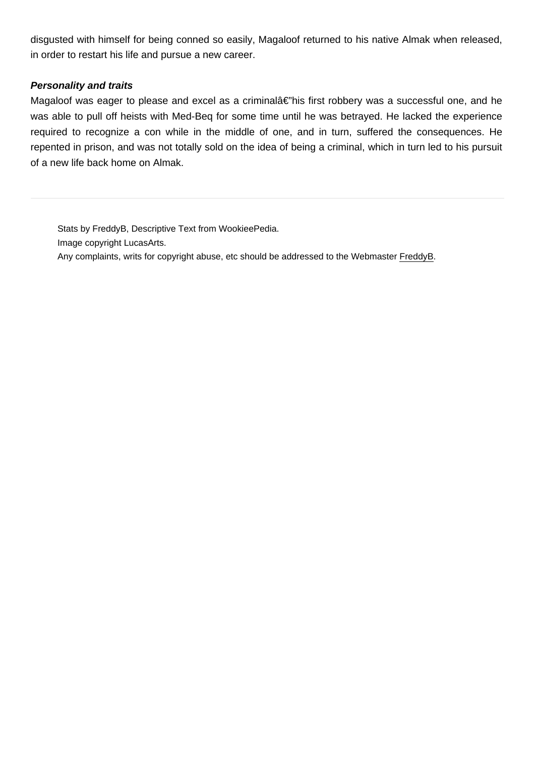disgusted with himself for being conned so easily, Magaloof returned to his native Almak when released, in order to restart his life and pursue a new career.

***Personality and traits***

Magaloof was eager to please and excel as a criminalâ€"his first robbery was a successful one, and he was able to pull off heists with Med-Beq for some time until he was betrayed. He lacked the experience required to recognize a con while in the middle of one, and in turn, suffered the consequences. He repented in prison, and was not totally sold on the idea of being a criminal, which in turn led to his pursuit of a new life back home on Almak.

---

Stats by FreddyB, Descriptive Text from WookieePedia.
Image copyright LucasArts.
Any complaints, writs for copyright abuse, etc should be addressed to the Webmaster FreddyB.